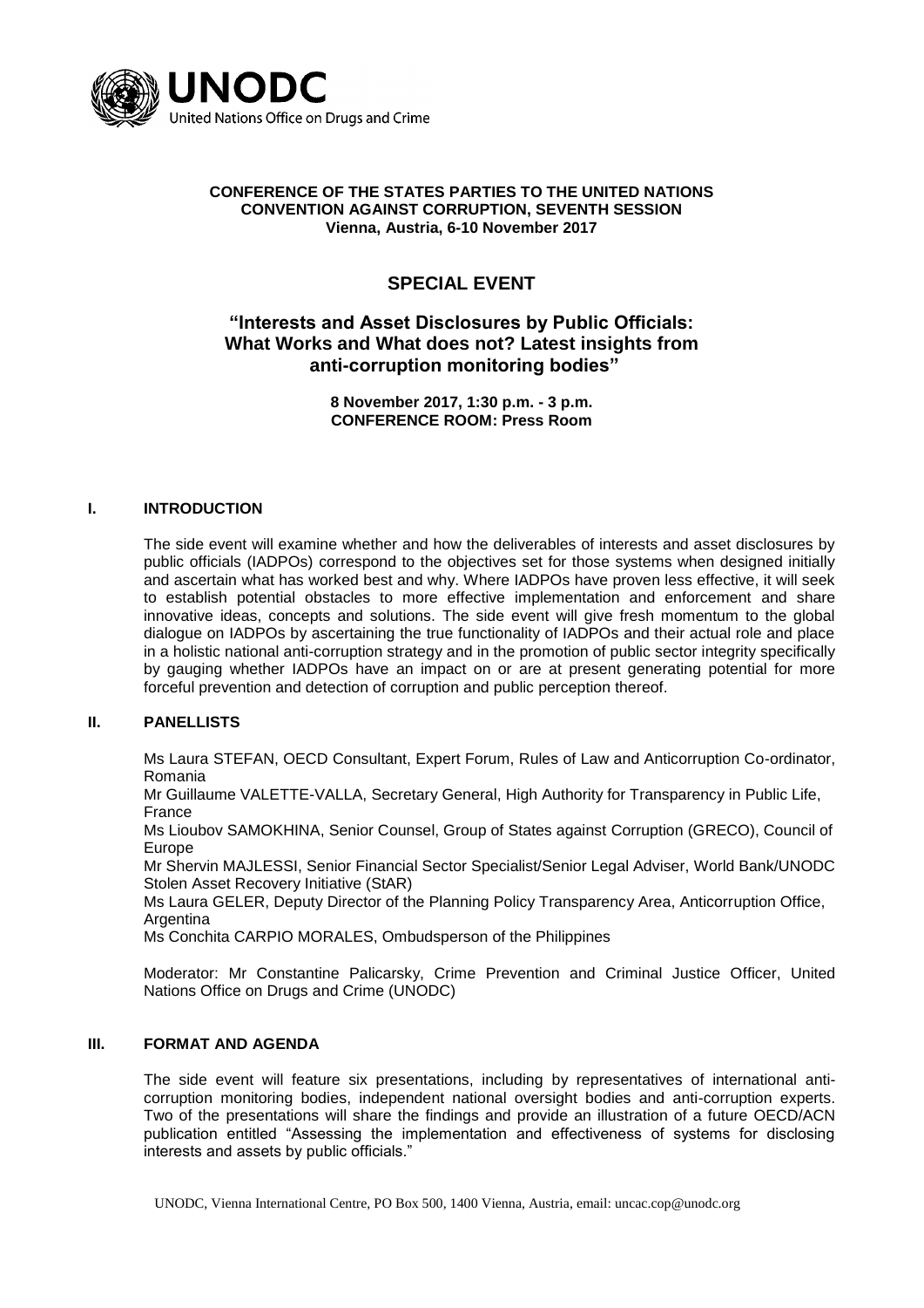UNODC
United Nations Office on Drugs and Crime

**CONFERENCE OF THE STATES PARTIES TO THE UNITED NATIONS CONVENTION AGAINST CORRUPTION, SEVENTH SESSION**
**Vienna, Austria, 6-10 November 2017**

# SPECIAL EVENT

## "Interests and Asset Disclosures by Public Officials: What Works and What does not? Latest insights from anti-corruption monitoring bodies"

**8 November 2017, 1:30 p.m. - 3 p.m.**
**CONFERENCE ROOM: Press Room**

### I. INTRODUCTION

The side event will examine whether and how the deliverables of interests and asset disclosures by public officials (IADPOs) correspond to the objectives set for those systems when designed initially and ascertain what has worked best and why. Where IADPOs have proven less effective, it will seek to establish potential obstacles to more effective implementation and enforcement and share innovative ideas, concepts and solutions. The side event will give fresh momentum to the global dialogue on IADPOs by ascertaining the true functionality of IADPOs and their actual role and place in a holistic national anti-corruption strategy and in the promotion of public sector integrity specifically by gauging whether IADPOs have an impact on or are at present generating potential for more forceful prevention and detection of corruption and public perception thereof.

### II. PANELLISTS

Ms Laura STEFAN, OECD Consultant, Expert Forum, Rules of Law and Anticorruption Co-ordinator, Romania

Mr Guillaume VALETTE-VALLA, Secretary General, High Authority for Transparency in Public Life, France

Ms Lioubov SAMOKHINA, Senior Counsel, Group of States against Corruption (GRECO), Council of Europe

Mr Shervin MAJLESSI, Senior Financial Sector Specialist/Senior Legal Adviser, World Bank/UNODC Stolen Asset Recovery Initiative (StAR)

Ms Laura GELER, Deputy Director of the Planning Policy Transparency Area, Anticorruption Office, Argentina

Ms Conchita CARPIO MORALES, Ombudsperson of the Philippines

Moderator: Mr Constantine Palicarsky, Crime Prevention and Criminal Justice Officer, United Nations Office on Drugs and Crime (UNODC)

### III. FORMAT AND AGENDA

The side event will feature six presentations, including by representatives of international anti-corruption monitoring bodies, independent national oversight bodies and anti-corruption experts. Two of the presentations will share the findings and provide an illustration of a future OECD/ACN publication entitled "Assessing the implementation and effectiveness of systems for disclosing interests and assets by public officials."

UNODC, Vienna International Centre, PO Box 500, 1400 Vienna, Austria, email: uncac.cop@unodc.org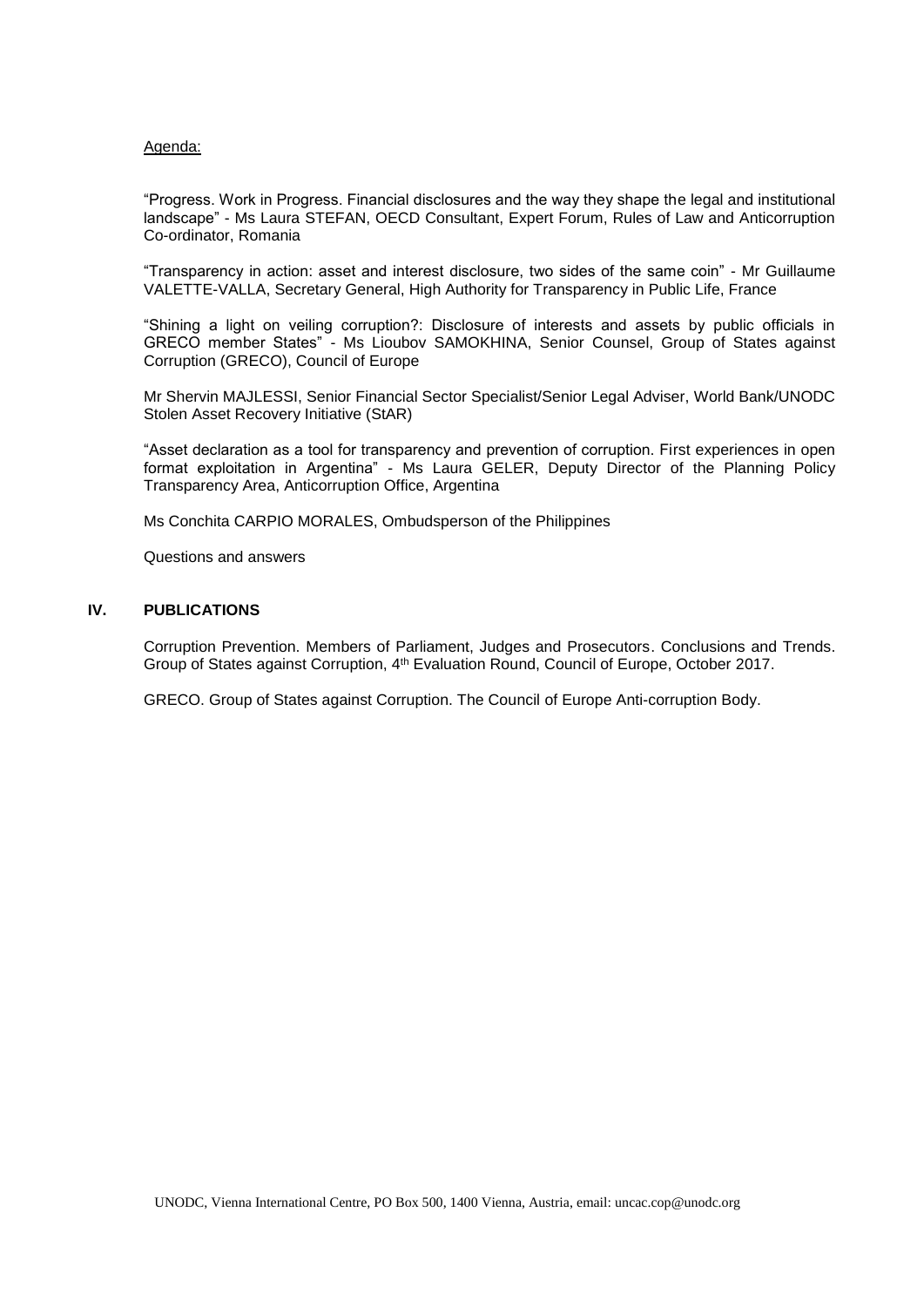Agenda:

"Progress. Work in Progress. Financial disclosures and the way they shape the legal and institutional landscape" - Ms Laura STEFAN, OECD Consultant, Expert Forum, Rules of Law and Anticorruption Co-ordinator, Romania

"Transparency in action: asset and interest disclosure, two sides of the same coin" - Mr Guillaume VALETTE-VALLA, Secretary General, High Authority for Transparency in Public Life, France

"Shining a light on veiling corruption?: Disclosure of interests and assets by public officials in GRECO member States" - Ms Lioubov SAMOKHINA, Senior Counsel, Group of States against Corruption (GRECO), Council of Europe

Mr Shervin MAJLESSI, Senior Financial Sector Specialist/Senior Legal Adviser, World Bank/UNODC Stolen Asset Recovery Initiative (StAR)

"Asset declaration as a tool for transparency and prevention of corruption. First experiences in open format exploitation in Argentina" - Ms Laura GELER, Deputy Director of the Planning Policy Transparency Area, Anticorruption Office, Argentina

Ms Conchita CARPIO MORALES, Ombudsperson of the Philippines

Questions and answers

## IV. PUBLICATIONS

Corruption Prevention. Members of Parliament, Judges and Prosecutors. Conclusions and Trends. Group of States against Corruption, 4th Evaluation Round, Council of Europe, October 2017.

GRECO. Group of States against Corruption. The Council of Europe Anti-corruption Body.